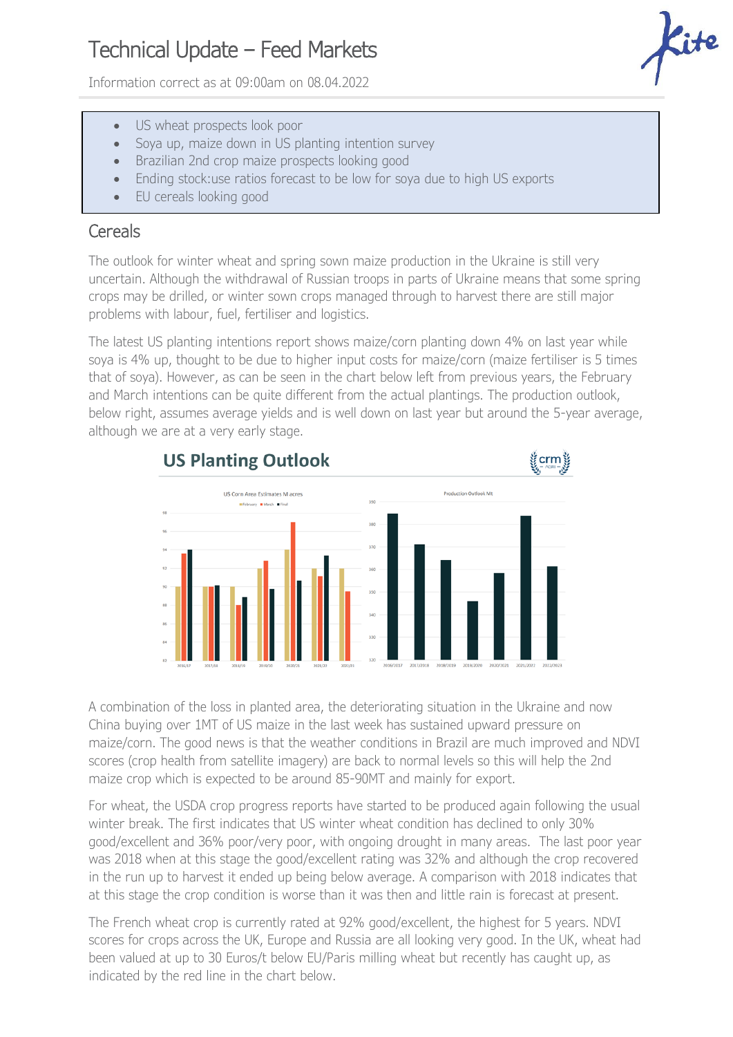# Technical Update – Feed Markets

Information correct as at 09:00am on 08.04.2022

- US wheat prospects look poor
- Soya up, maize down in US planting intention survey
- Brazilian 2nd crop maize prospects looking good
- Ending stock:use ratios forecast to be low for soya due to high US exports
- EU cereals looking good

## Cereals

The outlook for winter wheat and spring sown maize production in the Ukraine is still very uncertain. Although the withdrawal of Russian troops in parts of Ukraine means that some spring crops may be drilled, or winter sown crops managed through to harvest there are still major problems with labour, fuel, fertiliser and logistics.

The latest US planting intentions report shows maize/corn planting down 4% on last year while soya is 4% up, thought to be due to higher input costs for maize/corn (maize fertiliser is 5 times that of soya). However, as can be seen in the chart below left from previous years, the February and March intentions can be quite different from the actual plantings. The production outlook, below right, assumes average yields and is well down on last year but around the 5-year average, although we are at a very early stage.

A combination of the loss in planted area, the deteriorating situation in the Ukraine and now China buying over 1MT of US maize in the last week has sustained upward pressure on maize/corn. The good news is that the weather conditions in Brazil are much improved and NDVI scores (crop health from satellite imagery) are back to normal levels so this will help the 2nd maize crop which is expected to be around 85-90MT and mainly for export.

For wheat, the USDA crop progress reports have started to be produced again following the usual winter break. The first indicates that US winter wheat condition has declined to only 30% good/excellent and 36% poor/very poor, with ongoing drought in many areas. The last poor year was 2018 when at this stage the good/excellent rating was 32% and although the crop recovered in the run up to harvest it ended up being below average. A comparison with 2018 indicates that at this stage the crop condition is worse than it was then and little rain is forecast at present.

The French wheat crop is currently rated at 92% good/excellent, the highest for 5 years. NDVI scores for crops across the UK, Europe and Russia are all looking very good. In the UK, wheat had been valued at up to 30 Euros/t below EU/Paris milling wheat but recently has caught up, as indicated by the red line in the chart below.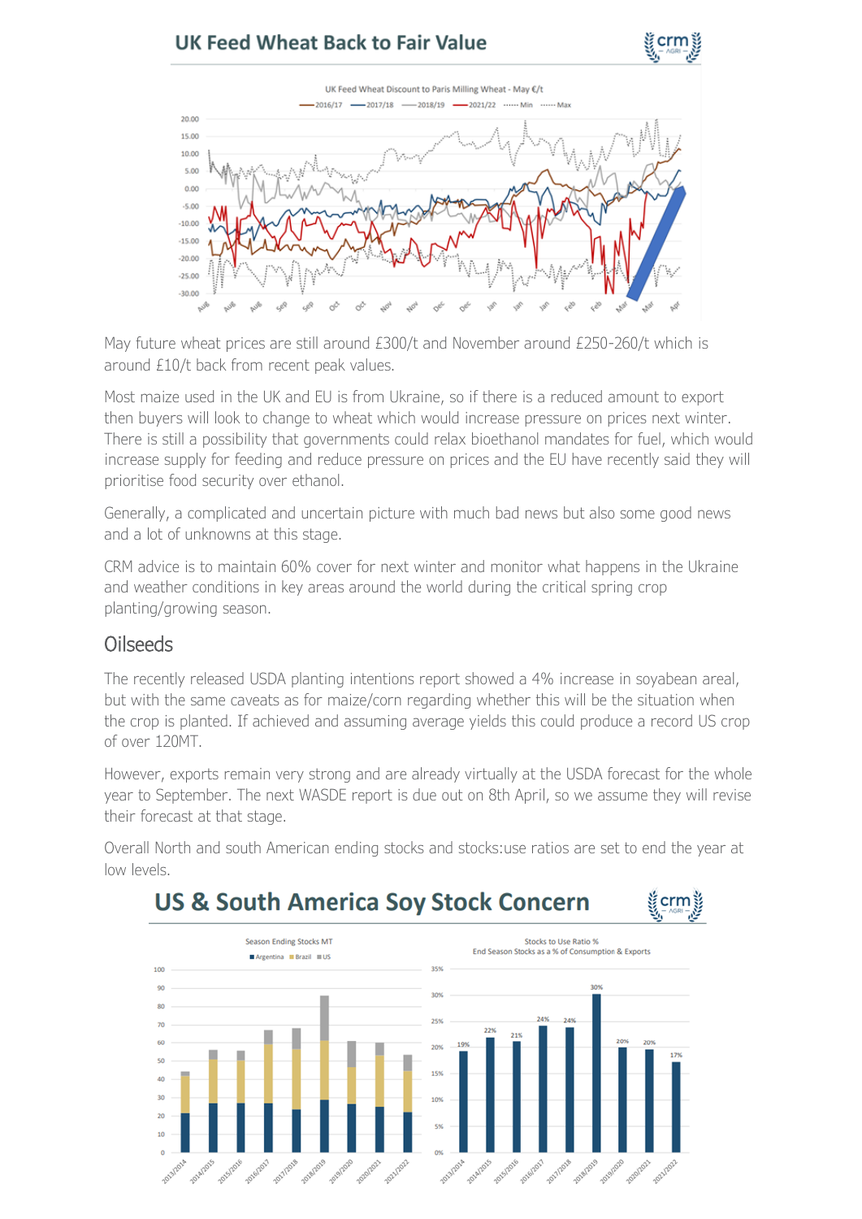## UK Feed Wheat Back to Fair Value

May future wheat prices are still around £300/t and November around £250-260/t which is around £10/t back from recent peak values.

Most maize used in the UK and EU is from Ukraine, so if there is a reduced amount to export then buyers will look to change to wheat which would increase pressure on prices next winter. There is still a possibility that governments could relax bioethanol mandates for fuel, which would increase supply for feeding and reduce pressure on prices and the EU have recently said they will prioritise food security over ethanol.

Generally, a complicated and uncertain picture with much bad news but also some good news and a lot of unknowns at this stage.

CRM advice is to maintain 60% cover for next winter and monitor what happens in the Ukraine and weather conditions in key areas around the world during the critical spring crop planting/growing season.

## Oilseeds

The recently released USDA planting intentions report showed a 4% increase in soyabean areal, but with the same caveats as for maize/corn regarding whether this will be the situation when the crop is planted. If achieved and assuming average yields this could produce a record US crop of over 120MT.

However, exports remain very strong and are already virtually at the USDA forecast for the whole year to September. The next WASDE report is due out on 8th April, so we assume they will revise their forecast at that stage.

Overall North and south American ending stocks and stocks:use ratios are set to end the year at low levels.

## US & South America Soy Stock Concern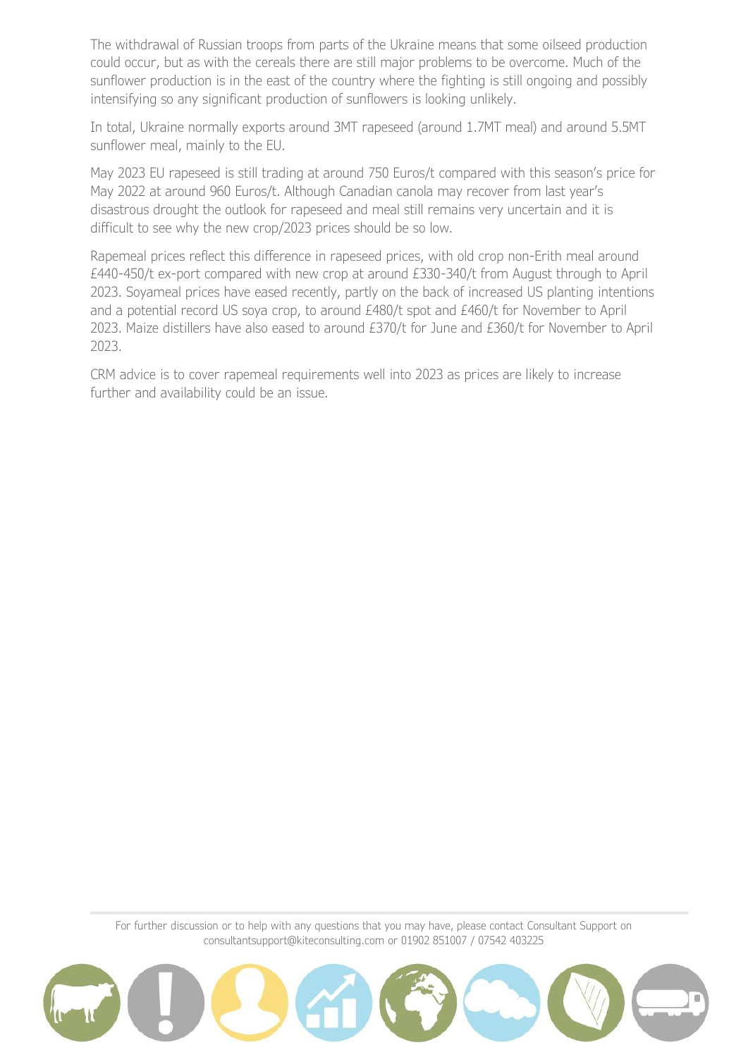The withdrawal of Russian troops from parts of the Ukraine means that some oilseed production could occur, but as with the cereals there are still major problems to be overcome. Much of the sunflower production is in the east of the country where the fighting is still ongoing and possibly intensifying so any significant production of sunflowers is looking unlikely.

In total, Ukraine normally exports around 3MT rapeseed (around 1.7MT meal) and around 5.5MT sunflower meal, mainly to the EU.

May 2023 EU rapeseed is still trading at around 750 Euros/t compared with this season's price for May 2022 at around 960 Euros/t. Although Canadian canola may recover from last year's disastrous drought the outlook for rapeseed and meal still remains very uncertain and it is difficult to see why the new crop/2023 prices should be so low.

Rapemeal prices reflect this difference in rapeseed prices, with old crop non-Erith meal around £440-450/t ex-port compared with new crop at around £330-340/t from August through to April 2023. Soyameal prices have eased recently, partly on the back of increased US planting intentions and a potential record US soya crop, to around £480/t spot and £460/t for November to April 2023. Maize distillers have also eased to around £370/t for June and £360/t for November to April 2023.

CRM advice is to cover rapemeal requirements well into 2023 as prices are likely to increase further and availability could be an issue.

For further discussion or to help with any questions that you may have, please contact Consultant Support on consultantsupport@kiteconsulting.com or 01902 851007 / 07542 403225